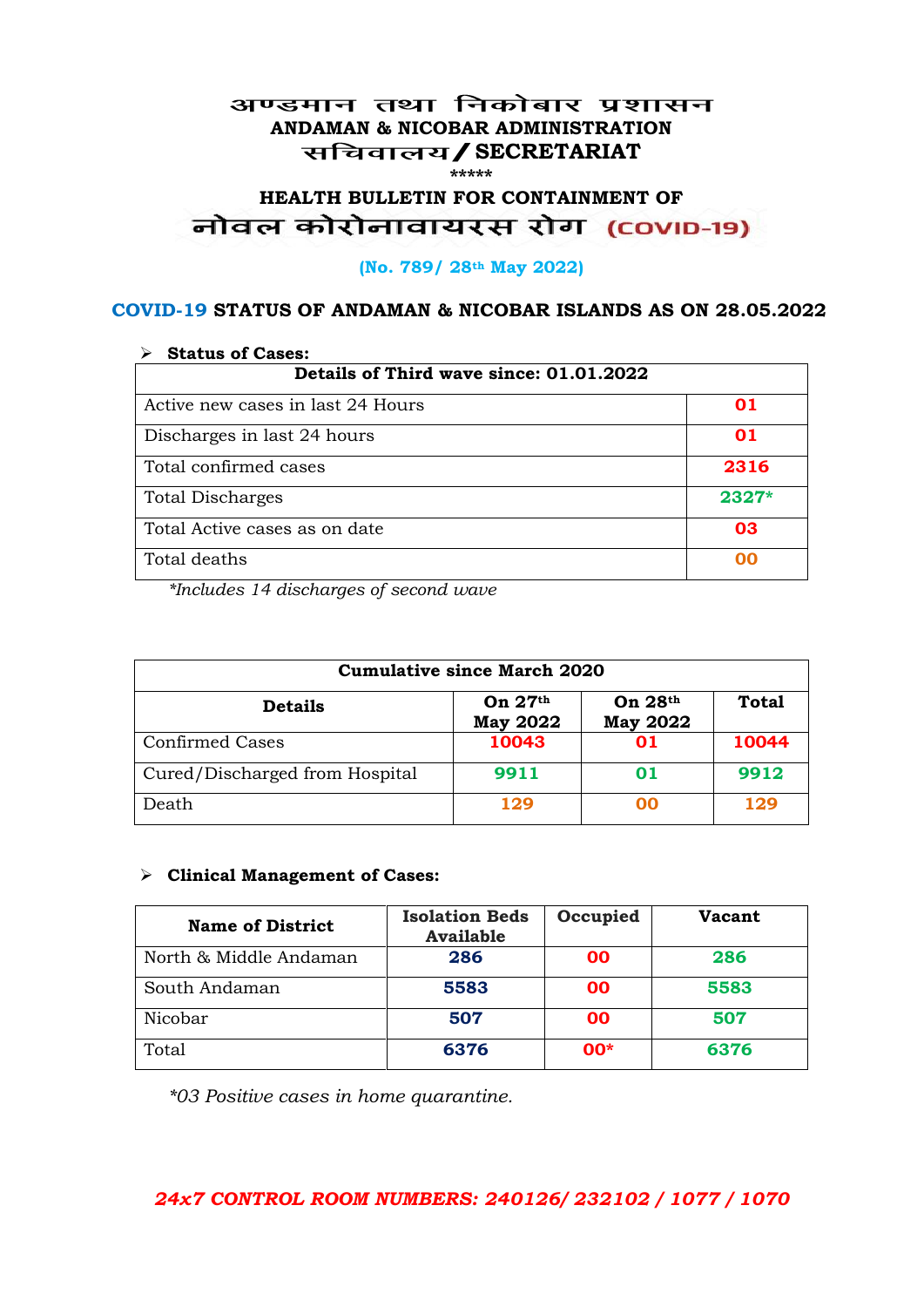# अण्डमान तथा निकोबार प्रशासन
# ANDAMAN & NICOBAR ADMINISTRATION
# सचिवालय / SECRETARIAT

\*\*\*\*\*

## HEALTH BULLETIN FOR CONTAINMENT OF
## नोवल कोरोनावायरस रोग (COVID-19)

**(No. 789/ 28th May 2022)**

### COVID-19 STATUS OF ANDAMAN & NICOBAR ISLANDS AS ON 28.05.2022

➢ **Status of Cases:**

| Details of Third wave since: 01.01.2022 | |
|---|---|
| Active new cases in last 24 Hours | 01 |
| Discharges in last 24 hours | 01 |
| Total confirmed cases | 2316 |
| Total Discharges | 2327* |
| Total Active cases as on date | 03 |
| Total deaths | 00 |

*Includes 14 discharges of second wave*

| Cumulative since March 2020 | | | |
|---|---|---|---|
| **Details** | **On 27th May 2022** | **On 28th May 2022** | **Total** |
| Confirmed Cases | 10043 | 01 | 10044 |
| Cured/Discharged from Hospital | 9911 | 01 | 9912 |
| Death | 129 | 00 | 129 |

➢ **Clinical Management of Cases:**

| Name of District | Isolation Beds Available | Occupied | Vacant |
|---|---|---|---|
| North & Middle Andaman | 286 | 00 | 286 |
| South Andaman | 5583 | 00 | 5583 |
| Nicobar | 507 | 00 | 507 |
| Total | 6376 | 00* | 6376 |

*\*03 Positive cases in home quarantine.*

***24x7 CONTROL ROOM NUMBERS: 240126/ 232102 / 1077 / 1070***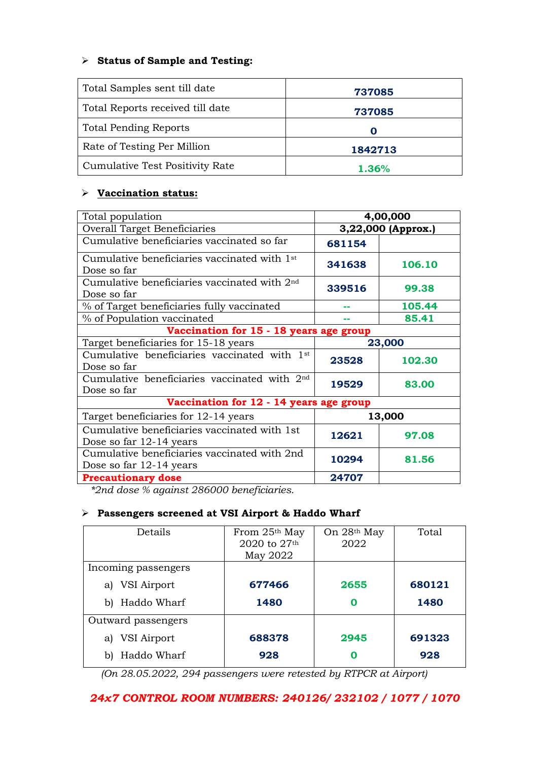- **Status of Sample and Testing:**

| | |
|---|---|
| Total Samples sent till date | 737085 |
| Total Reports received till date | 737085 |
| Total Pending Reports | 0 |
| Rate of Testing Per Million | 1842713 |
| Cumulative Test Positivity Rate | 1.36% |

- **Vaccination status:**

| | | |
|---|---|---|
| Total population | 4,00,000 | |
| Overall Target Beneficiaries | 3,22,000 (Approx.) | |
| Cumulative beneficiaries vaccinated so far | 681154 | |
| Cumulative beneficiaries vaccinated with 1st Dose so far | 341638 | 106.10 |
| Cumulative beneficiaries vaccinated with 2nd Dose so far | 339516 | 99.38 |
| % of Target beneficiaries fully vaccinated | -- | 105.44 |
| % of Population vaccinated | -- | 85.41 |
| **Vaccination for 15 - 18 years age group** | | |
| Target beneficiaries for 15-18 years | 23,000 | |
| Cumulative beneficiaries vaccinated with 1st Dose so far | 23528 | 102.30 |
| Cumulative beneficiaries vaccinated with 2nd Dose so far | 19529 | 83.00 |
| **Vaccination for 12 - 14 years age group** | | |
| Target beneficiaries for 12-14 years | 13,000 | |
| Cumulative beneficiaries vaccinated with 1st Dose so far 12-14 years | 12621 | 97.08 |
| Cumulative beneficiaries vaccinated with 2nd Dose so far 12-14 years | 10294 | 81.56 |
| **Precautionary dose** | 24707 | |

*\*2nd dose % against 286000 beneficiaries.*

- **Passengers screened at VSI Airport & Haddo Wharf**

| Details | From 25th May 2020 to 27th May 2022 | On 28th May 2022 | Total |
|---|---|---|---|
| Incoming passengers | | | |
| a) VSI Airport | 677466 | 2655 | 680121 |
| b) Haddo Wharf | 1480 | 0 | 1480 |
| Outward passengers | | | |
| a) VSI Airport | 688378 | 2945 | 691323 |
| b) Haddo Wharf | 928 | 0 | 928 |

*(On 28.05.2022, 294 passengers were retested by RTPCR at Airport)*

***24x7 CONTROL ROOM NUMBERS: 240126/ 232102 / 1077 / 1070***